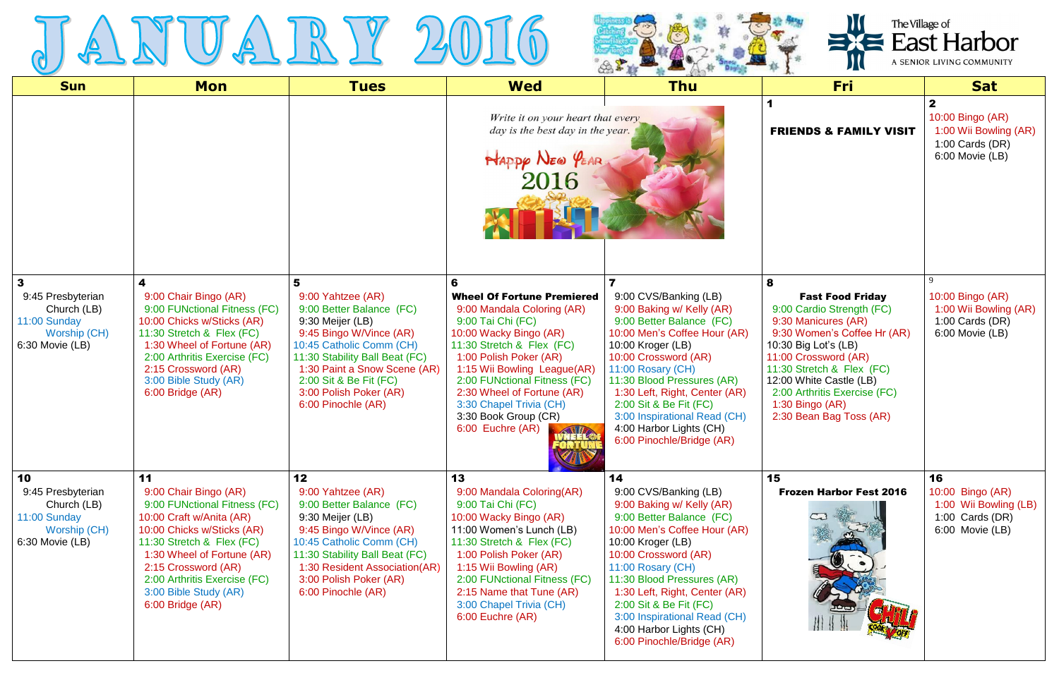# JANUARY 2016

The Village of East Harbor
A SENIOR LIVING COMMUNITY

| Sun | Mon | Tues | Wed | Thu | Fri | Sat |
|---|---|---|---|---|---|---|
| | | | *Write it on your heart that every day is the best day in the year.* Happy New Year 2016 | | **1** **FRIENDS & FAMILY VISIT** | **2** 10:00 Bingo (AR) 1:00 Wii Bowling (AR) 1:00 Cards (DR) 6:00 Movie (LB) |
| **3** 9:45 Presbyterian Church (LB) 11:00 Sunday Worship (CH) 6:30 Movie (LB) | **4** 9:00 Chair Bingo (AR) 9:00 FUNctional Fitness (FC) 10:00 Chicks w/Sticks (AR) 11:30 Stretch & Flex (FC) 1:30 Wheel of Fortune (AR) 2:00 Arthritis Exercise (FC) 2:15 Crossword (AR) 3:00 Bible Study (AR) 6:00 Bridge (AR) | **5** 9:00 Yahtzee (AR) 9:00 Better Balance (FC) 9:30 Meijer (LB) 9:45 Bingo W/Vince (AR) 10:45 Catholic Comm (CH) 11:30 Stability Ball Beat (FC) 1:30 Paint a Snow Scene (AR) 2:00 Sit & Be Fit (FC) 3:00 Polish Poker (AR) 6:00 Pinochle (AR) | **6** **Wheel Of Fortune Premiered** 9:00 Mandala Coloring (AR) 9:00 Tai Chi (FC) 10:00 Wacky Bingo (AR) 11:30 Stretch & Flex (FC) 1:00 Polish Poker (AR) 1:15 Wii Bowling League(AR) 2:00 FUNctional Fitness (FC) 2:30 Wheel of Fortune (AR) 3:30 Chapel Trivia (CH) 3:30 Book Group (CR) 6:00 Euchre (AR) | **7** 9:00 CVS/Banking (LB) 9:00 Baking w/ Kelly (AR) 9:00 Better Balance (FC) 10:00 Men's Coffee Hour (AR) 10:00 Kroger (LB) 10:00 Crossword (AR) 11:00 Rosary (CH) 11:30 Blood Pressures (AR) 1:30 Left, Right, Center (AR) 2:00 Sit & Be Fit (FC) 3:00 Inspirational Read (CH) 4:00 Harbor Lights (CH) 6:00 Pinochle/Bridge (AR) | **8** **Fast Food Friday** 9:00 Cardio Strength (FC) 9:30 Manicures (AR) 9:30 Women's Coffee Hr (AR) 10:30 Big Lot's (LB) 11:00 Crossword (AR) 11:30 Stretch & Flex (FC) 12:00 White Castle (LB) 2:00 Arthritis Exercise (FC) 1:30 Bingo (AR) 2:30 Bean Bag Toss (AR) | 9 10:00 Bingo (AR) 1:00 Wii Bowling (AR) 1:00 Cards (DR) 6:00 Movie (LB) |
| **10** 9:45 Presbyterian Church (LB) 11:00 Sunday Worship (CH) 6:30 Movie (LB) | **11** 9:00 Chair Bingo (AR) 9:00 FUNctional Fitness (FC) 10:00 Craft w/Anita (AR) 10:00 Chicks w/Sticks (AR) 11:30 Stretch & Flex (FC) 1:30 Wheel of Fortune (AR) 2:15 Crossword (AR) 2:00 Arthritis Exercise (FC) 3:00 Bible Study (AR) 6:00 Bridge (AR) | **12** 9:00 Yahtzee (AR) 9:00 Better Balance (FC) 9:30 Meijer (LB) 9:45 Bingo W/Vince (AR) 10:45 Catholic Comm (CH) 11:30 Stability Ball Beat (FC) 1:30 Resident Association(AR) 3:00 Polish Poker (AR) 6:00 Pinochle (AR) | **13** 9:00 Mandala Coloring(AR) 9:00 Tai Chi (FC) 10:00 Wacky Bingo (AR) 11:00 Women's Lunch (LB) 11:30 Stretch & Flex (FC) 1:00 Polish Poker (AR) 1:15 Wii Bowling (AR) 2:00 FUNctional Fitness (FC) 2:15 Name that Tune (AR) 3:00 Chapel Trivia (CH) 6:00 Euchre (AR) | **14** 9:00 CVS/Banking (LB) 9:00 Baking w/ Kelly (AR) 9:00 Better Balance (FC) 10:00 Men's Coffee Hour (AR) 10:00 Kroger (LB) 10:00 Crossword (AR) 11:00 Rosary (CH) 11:30 Blood Pressures (AR) 1:30 Left, Right, Center (AR) 2:00 Sit & Be Fit (FC) 3:00 Inspirational Read (CH) 4:00 Harbor Lights (CH) 6:00 Pinochle/Bridge (AR) | **15** **Frozen Harbor Fest 2016** | **16** 10:00 Bingo (AR) 1:00 Wii Bowling (LB) 1:00 Cards (DR) 6:00 Movie (LB) |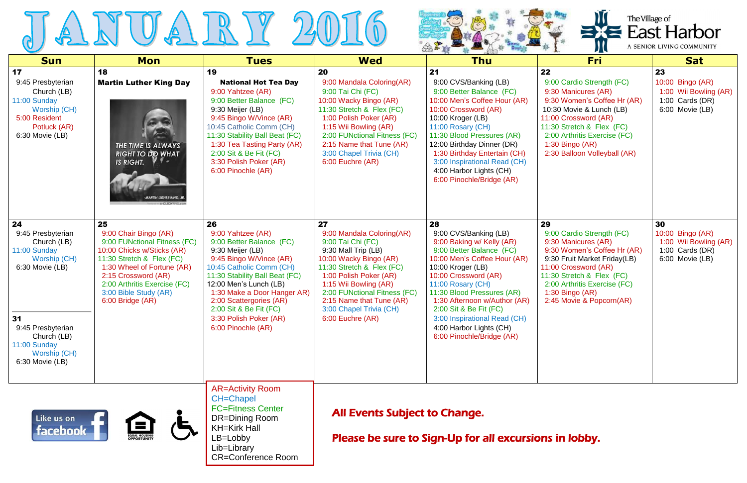# JANUARY 2016

The Village of East Harbor
A SENIOR LIVING COMMUNITY

| Sun | Mon | Tues | Wed | Thu | Fri | Sat |
|---|---|---|---|---|---|---|
| **17**<br>9:45 Presbyterian Church (LB)<br>11:00 Sunday Worship (CH)<br>5:00 Resident Potluck (AR)<br>6:30 Movie (LB) | **18**<br>**Martin Luther King Day**<br>THE TIME IS ALWAYS RIGHT TO DO WHAT IS RIGHT. -MARTIN LUTHER KING, JR. | **19**<br>**National Hot Tea Day**<br>9:00 Yahtzee (AR)<br>9:00 Better Balance (FC)<br>9:30 Meijer (LB)<br>9:45 Bingo W/Vince (AR)<br>10:45 Catholic Comm (CH)<br>11:30 Stability Ball Beat (FC)<br>1:30 Tea Tasting Party (AR)<br>2:00 Sit & Be Fit (FC)<br>3:30 Polish Poker (AR)<br>6:00 Pinochle (AR) | **20**<br>9:00 Mandala Coloring(AR)<br>9:00 Tai Chi (FC)<br>10:00 Wacky Bingo (AR)<br>11:30 Stretch & Flex (FC)<br>1:00 Polish Poker (AR)<br>1:15 Wii Bowling (AR)<br>2:00 FUNctional Fitness (FC)<br>2:15 Name that Tune (AR)<br>3:00 Chapel Trivia (CH)<br>6:00 Euchre (AR) | **21**<br>9:00 CVS/Banking (LB)<br>9:00 Better Balance (FC)<br>10:00 Men's Coffee Hour (AR)<br>10:00 Crossword (AR)<br>10:00 Kroger (LB)<br>11:00 Rosary (CH)<br>11:30 Blood Pressures (AR)<br>12:00 Birthday Dinner (DR)<br>1:30 Birthday Entertain (CH)<br>3:00 Inspirational Read (CH)<br>4:00 Harbor Lights (CH)<br>6:00 Pinochle/Bridge (AR) | **22**<br>9:00 Cardio Strength (FC)<br>9:30 Manicures (AR)<br>9:30 Women's Coffee Hr (AR)<br>10:30 Movie & Lunch (LB)<br>11:00 Crossword (AR)<br>11:30 Stretch & Flex (FC)<br>2:00 Arthritis Exercise (FC)<br>1:30 Bingo (AR)<br>2:30 Balloon Volleyball (AR) | **23**<br>10:00 Bingo (AR)<br>1:00 Wii Bowling (AR)<br>1:00 Cards (DR)<br>6:00 Movie (LB) |
| **24**<br>9:45 Presbyterian Church (LB)<br>11:00 Sunday Worship (CH)<br>6:30 Movie (LB)<br><br>**31**<br>9:45 Presbyterian Church (LB)<br>11:00 Sunday Worship (CH)<br>6:30 Movie (LB) | **25**<br>9:00 Chair Bingo (AR)<br>9:00 FUNctional Fitness (FC)<br>10:00 Chicks w/Sticks (AR)<br>11:30 Stretch & Flex (FC)<br>1:30 Wheel of Fortune (AR)<br>2:15 Crossword (AR)<br>2:00 Arthritis Exercise (FC)<br>3:00 Bible Study (AR)<br>6:00 Bridge (AR) | **26**<br>9:00 Yahtzee (AR)<br>9:00 Better Balance (FC)<br>9:30 Meijer (LB)<br>9:45 Bingo W/Vince (AR)<br>10:45 Catholic Comm (CH)<br>11:30 Stability Ball Beat (FC)<br>12:00 Men's Lunch (LB)<br>1:30 Make a Door Hanger (AR)<br>2:00 Scattergories (AR)<br>2:00 Sit & Be Fit (FC)<br>3:30 Polish Poker (AR)<br>6:00 Pinochle (AR) | **27**<br>9:00 Mandala Coloring(AR)<br>9:00 Tai Chi (FC)<br>9:30 Mall Trip (LB)<br>10:00 Wacky Bingo (AR)<br>11:30 Stretch & Flex (FC)<br>1:00 Polish Poker (AR)<br>1:15 Wii Bowling (AR)<br>2:00 FUNctional Fitness (FC)<br>2:15 Name that Tune (AR)<br>3:00 Chapel Trivia (CH)<br>6:00 Euchre (AR) | **28**<br>9:00 CVS/Banking (LB)<br>9:00 Baking w/ Kelly (AR)<br>9:00 Better Balance (FC)<br>10:00 Men's Coffee Hour (AR)<br>10:00 Kroger (LB)<br>10:00 Crossword (AR)<br>11:00 Rosary (CH)<br>11:30 Blood Pressures (AR)<br>1:30 Afternoon w/Author (AR)<br>2:00 Sit & Be Fit (FC)<br>3:00 Inspirational Read (CH)<br>4:00 Harbor Lights (CH)<br>6:00 Pinochle/Bridge (AR) | **29**<br>9:00 Cardio Strength (FC)<br>9:30 Manicures (AR)<br>9:30 Women's Coffee Hr (AR)<br>9:30 Fruit Market Friday(LB)<br>11:00 Crossword (AR)<br>11:30 Stretch & Flex (FC)<br>2:00 Arthritis Exercise (FC)<br>1:30 Bingo (AR)<br>2:45 Movie & Popcorn(AR) | **30**<br>10:00 Bingo (AR)<br>1:00 Wii Bowling (AR)<br>1:00 Cards (DR)<br>6:00 Movie (LB) |

Like us on facebook

EQUAL HOUSING OPPORTUNITY

AR=Activity Room
CH=Chapel
FC=Fitness Center
DR=Dining Room
KH=Kirk Hall
LB=Lobby
Lib=Library
CR=Conference Room

**All Events Subject to Change.**

**Please be sure to Sign-Up for all excursions in lobby.**